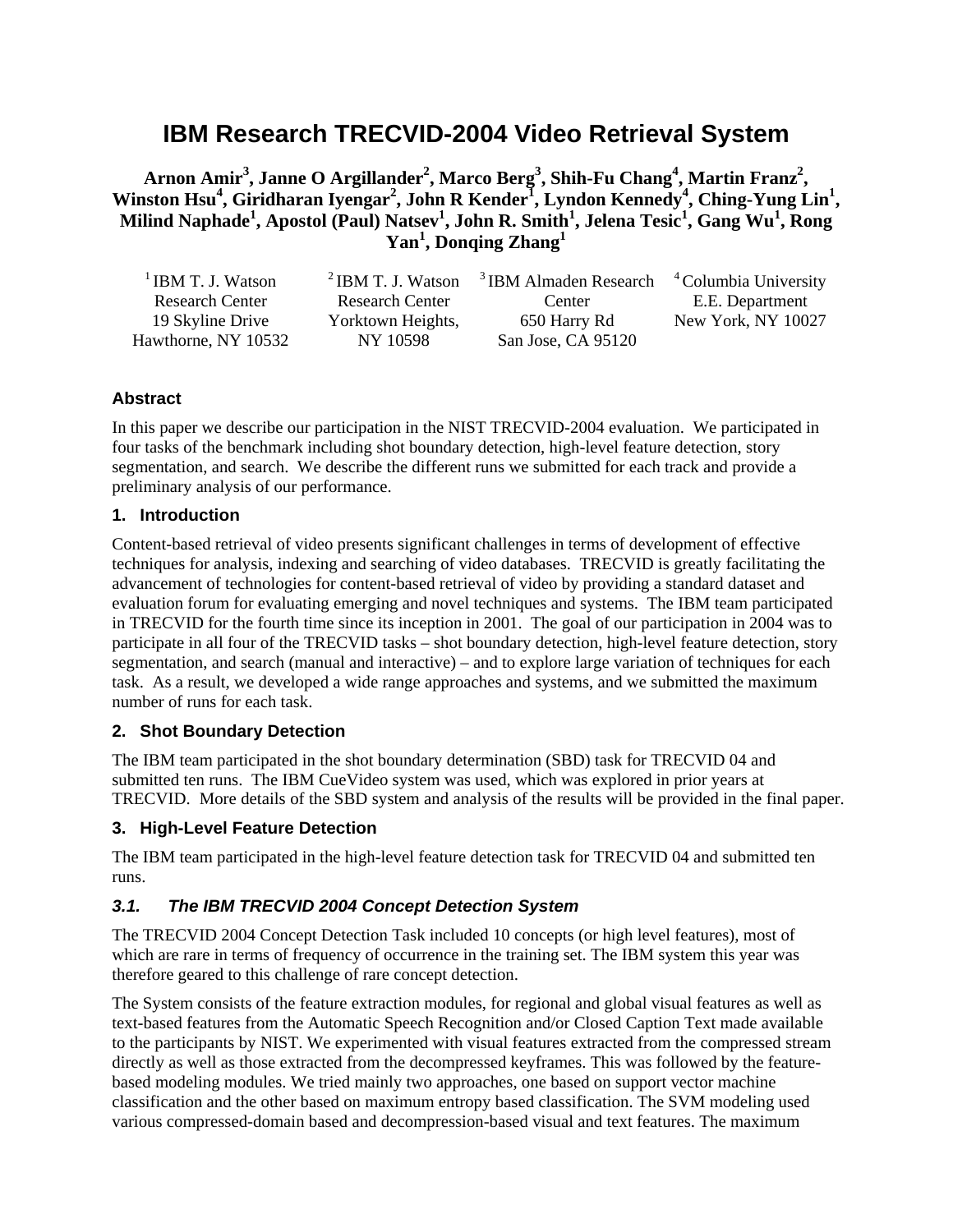# IBM Research TRECVID-2004 Video Retrieval System

**Arnon Amir[3], Janne O Argillander[2], Marco Berg[3], Shih-Fu Chang[4], Martin Franz[2], Winston Hsu[4], Giridharan Iyengar[2], John R Kender[1], Lyndon Kennedy[4], Ching-Yung Lin[1], Milind Naphade[1], Apostol (Paul) Natsev[1], John R. Smith[1], Jelena Tesic[1], Gang Wu[1], Rong Yan[1], Donqing Zhang[1]**

[1] IBM T. J. Watson Research Center
19 Skyline Drive
Hawthorne, NY 10532

[2] IBM T. J. Watson Research Center
Yorktown Heights, NY 10598

[3] IBM Almaden Research Center
650 Harry Rd
San Jose, CA 95120

[4] Columbia University
E.E. Department
New York, NY 10027

### Abstract

In this paper we describe our participation in the NIST TRECVID-2004 evaluation. We participated in four tasks of the benchmark including shot boundary detection, high-level feature detection, story segmentation, and search. We describe the different runs we submitted for each track and provide a preliminary analysis of our performance.

## 1. Introduction

Content-based retrieval of video presents significant challenges in terms of development of effective techniques for analysis, indexing and searching of video databases. TRECVID is greatly facilitating the advancement of technologies for content-based retrieval of video by providing a standard dataset and evaluation forum for evaluating emerging and novel techniques and systems. The IBM team participated in TRECVID for the fourth time since its inception in 2001. The goal of our participation in 2004 was to participate in all four of the TRECVID tasks – shot boundary detection, high-level feature detection, story segmentation, and search (manual and interactive) – and to explore large variation of techniques for each task. As a result, we developed a wide range approaches and systems, and we submitted the maximum number of runs for each task.

## 2. Shot Boundary Detection

The IBM team participated in the shot boundary determination (SBD) task for TRECVID 04 and submitted ten runs. The IBM CueVideo system was used, which was explored in prior years at TRECVID. More details of the SBD system and analysis of the results will be provided in the final paper.

## 3. High-Level Feature Detection

The IBM team participated in the high-level feature detection task for TRECVID 04 and submitted ten runs.

### *3.1. The IBM TRECVID 2004 Concept Detection System*

The TRECVID 2004 Concept Detection Task included 10 concepts (or high level features), most of which are rare in terms of frequency of occurrence in the training set. The IBM system this year was therefore geared to this challenge of rare concept detection.

The System consists of the feature extraction modules, for regional and global visual features as well as text-based features from the Automatic Speech Recognition and/or Closed Caption Text made available to the participants by NIST. We experimented with visual features extracted from the compressed stream directly as well as those extracted from the decompressed keyframes. This was followed by the feature-based modeling modules. We tried mainly two approaches, one based on support vector machine classification and the other based on maximum entropy based classification. The SVM modeling used various compressed-domain based and decompression-based visual and text features. The maximum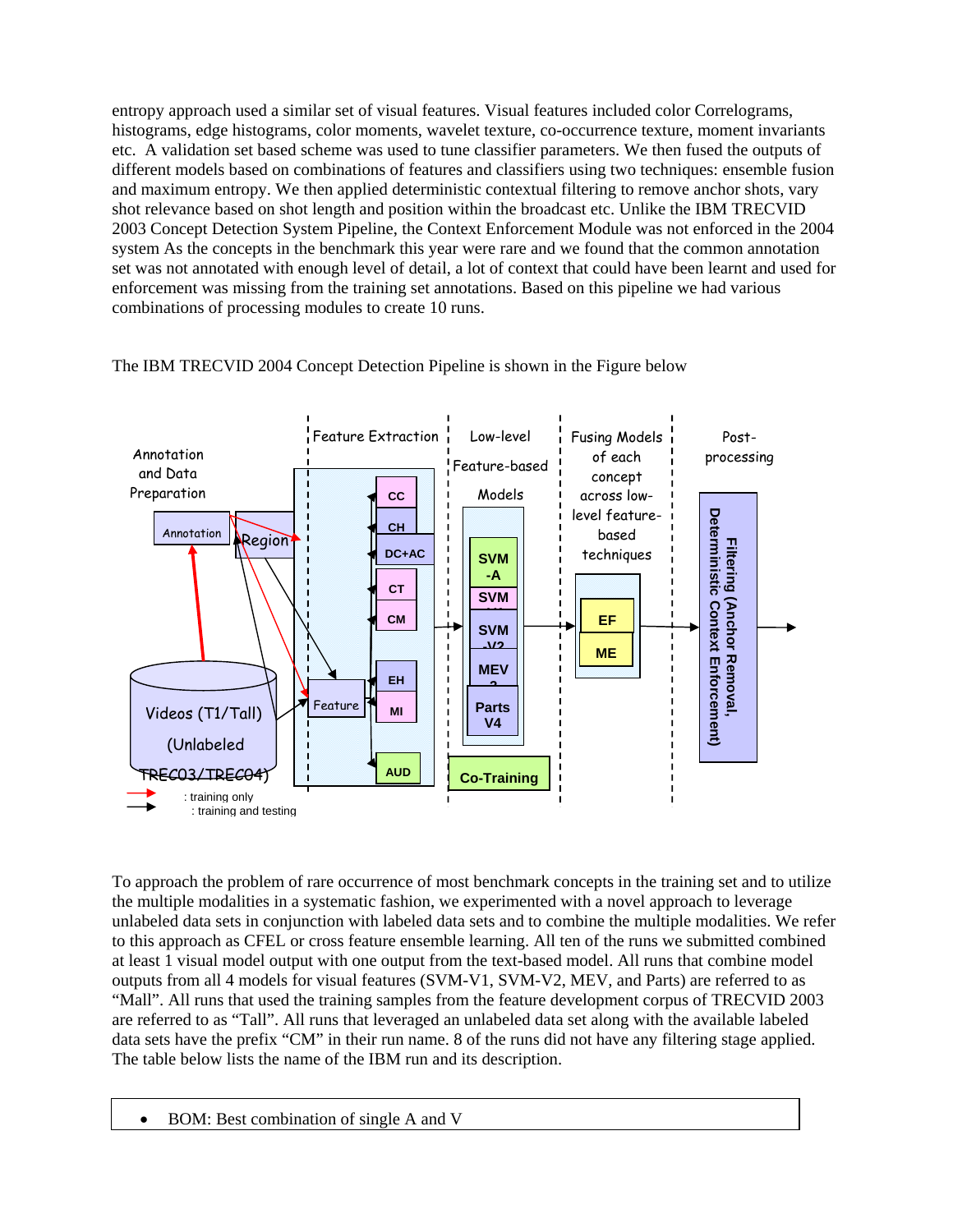entropy approach used a similar set of visual features. Visual features included color Correlograms, histograms, edge histograms, color moments, wavelet texture, co-occurrence texture, moment invariants etc. A validation set based scheme was used to tune classifier parameters. We then fused the outputs of different models based on combinations of features and classifiers using two techniques: ensemble fusion and maximum entropy. We then applied deterministic contextual filtering to remove anchor shots, vary shot relevance based on shot length and position within the broadcast etc. Unlike the IBM TRECVID 2003 Concept Detection System Pipeline, the Context Enforcement Module was not enforced in the 2004 system As the concepts in the benchmark this year were rare and we found that the common annotation set was not annotated with enough level of detail, a lot of context that could have been learnt and used for enforcement was missing from the training set annotations. Based on this pipeline we had various combinations of processing modules to create 10 runs.

The IBM TRECVID 2004 Concept Detection Pipeline is shown in the Figure below

To approach the problem of rare occurrence of most benchmark concepts in the training set and to utilize the multiple modalities in a systematic fashion, we experimented with a novel approach to leverage unlabeled data sets in conjunction with labeled data sets and to combine the multiple modalities. We refer to this approach as CFEL or cross feature ensemble learning. All ten of the runs we submitted combined at least 1 visual model output with one output from the text-based model. All runs that combine model outputs from all 4 models for visual features (SVM-V1, SVM-V2, MEV, and Parts) are referred to as "Mall". All runs that used the training samples from the feature development corpus of TRECVID 2003 are referred to as "Tall". All runs that leveraged an unlabeled data set along with the available labeled data sets have the prefix "CM" in their run name. 8 of the runs did not have any filtering stage applied. The table below lists the name of the IBM run and its description.

- BOM: Best combination of single A and V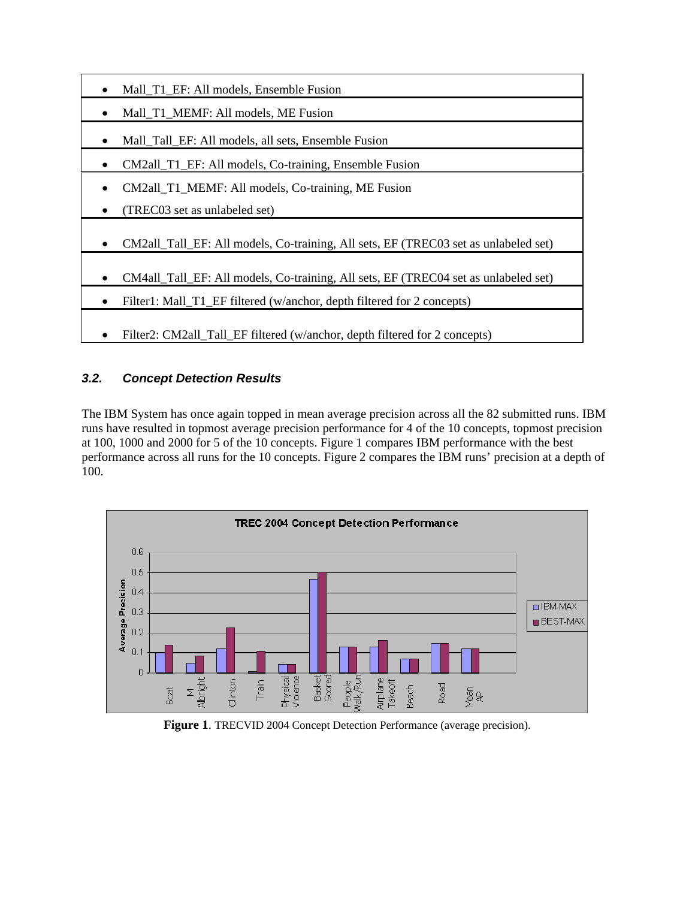- Mall_T1_EF: All models, Ensemble Fusion
- Mall_T1_MEMF: All models, ME Fusion
- Mall_Tall_EF: All models, all sets, Ensemble Fusion
- CM2all_T1_EF: All models, Co-training, Ensemble Fusion
- CM2all_T1_MEMF: All models, Co-training, ME Fusion
- (TREC03 set as unlabeled set)
- CM2all_Tall_EF: All models, Co-training, All sets, EF (TREC03 set as unlabeled set)
- CM4all_Tall_EF: All models, Co-training, All sets, EF (TREC04 set as unlabeled set)
- Filter1: Mall_T1_EF filtered (w/anchor, depth filtered for 2 concepts)
- Filter2: CM2all_Tall_EF filtered (w/anchor, depth filtered for 2 concepts)

### *3.2. Concept Detection Results*

The IBM System has once again topped in mean average precision across all the 82 submitted runs. IBM runs have resulted in topmost average precision performance for 4 of the 10 concepts, topmost precision at 100, 1000 and 2000 for 5 of the 10 concepts. Figure 1 compares IBM performance with the best performance across all runs for the 10 concepts. Figure 2 compares the IBM runs' precision at a depth of 100.

**Figure 1**. TRECVID 2004 Concept Detection Performance (average precision).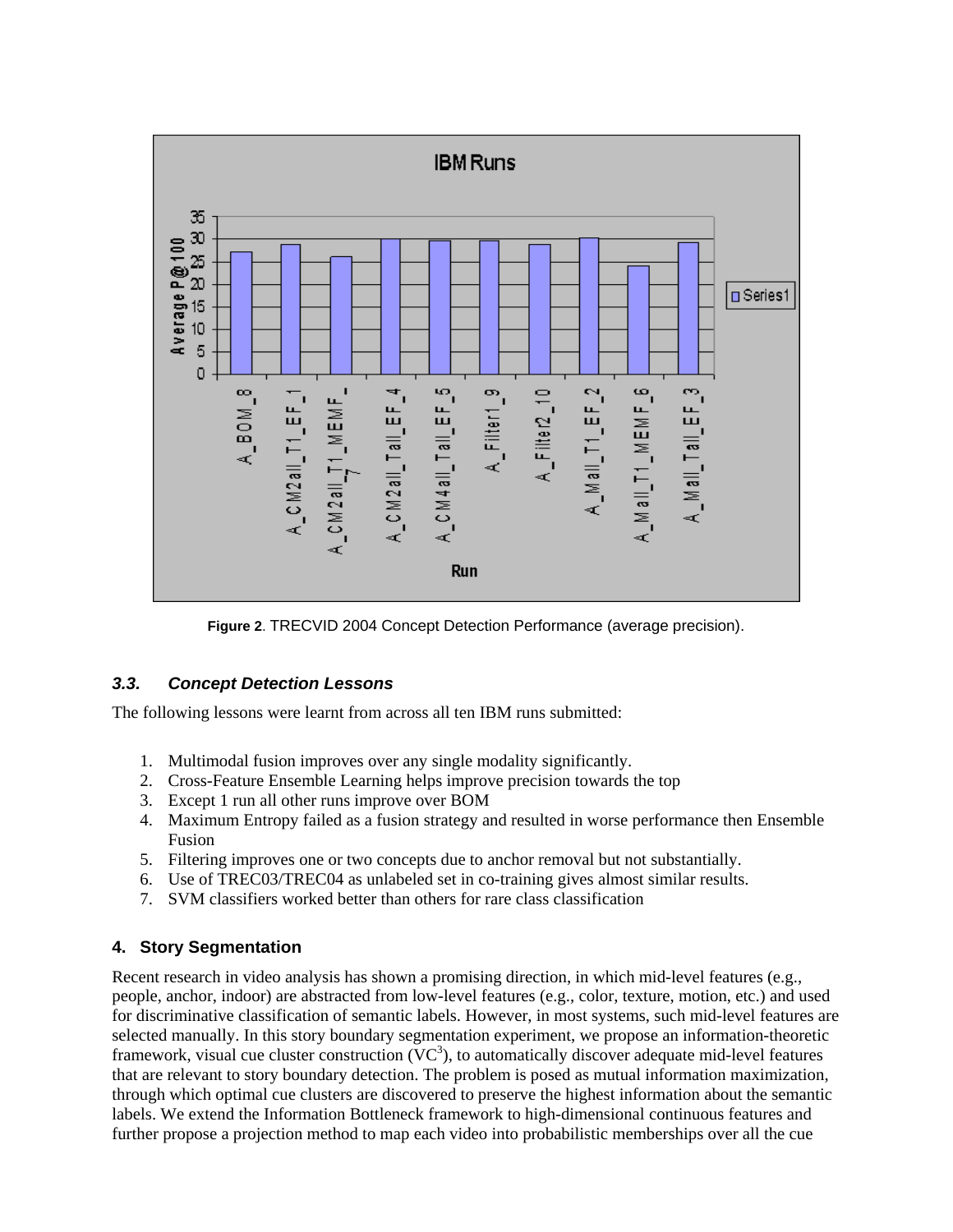**Figure 2**. TRECVID 2004 Concept Detection Performance (average precision).

### *3.3. Concept Detection Lessons*

The following lessons were learnt from across all ten IBM runs submitted:

1. Multimodal fusion improves over any single modality significantly.
2. Cross-Feature Ensemble Learning helps improve precision towards the top
3. Except 1 run all other runs improve over BOM
4. Maximum Entropy failed as a fusion strategy and resulted in worse performance then Ensemble Fusion
5. Filtering improves one or two concepts due to anchor removal but not substantially.
6. Use of TREC03/TREC04 as unlabeled set in co-training gives almost similar results.
7. SVM classifiers worked better than others for rare class classification

## 4. Story Segmentation

Recent research in video analysis has shown a promising direction, in which mid-level features (e.g., people, anchor, indoor) are abstracted from low-level features (e.g., color, texture, motion, etc.) and used for discriminative classification of semantic labels. However, in most systems, such mid-level features are selected manually. In this story boundary segmentation experiment, we propose an information-theoretic framework, visual cue cluster construction ($VC^3$), to automatically discover adequate mid-level features that are relevant to story boundary detection. The problem is posed as mutual information maximization, through which optimal cue clusters are discovered to preserve the highest information about the semantic labels. We extend the Information Bottleneck framework to high-dimensional continuous features and further propose a projection method to map each video into probabilistic memberships over all the cue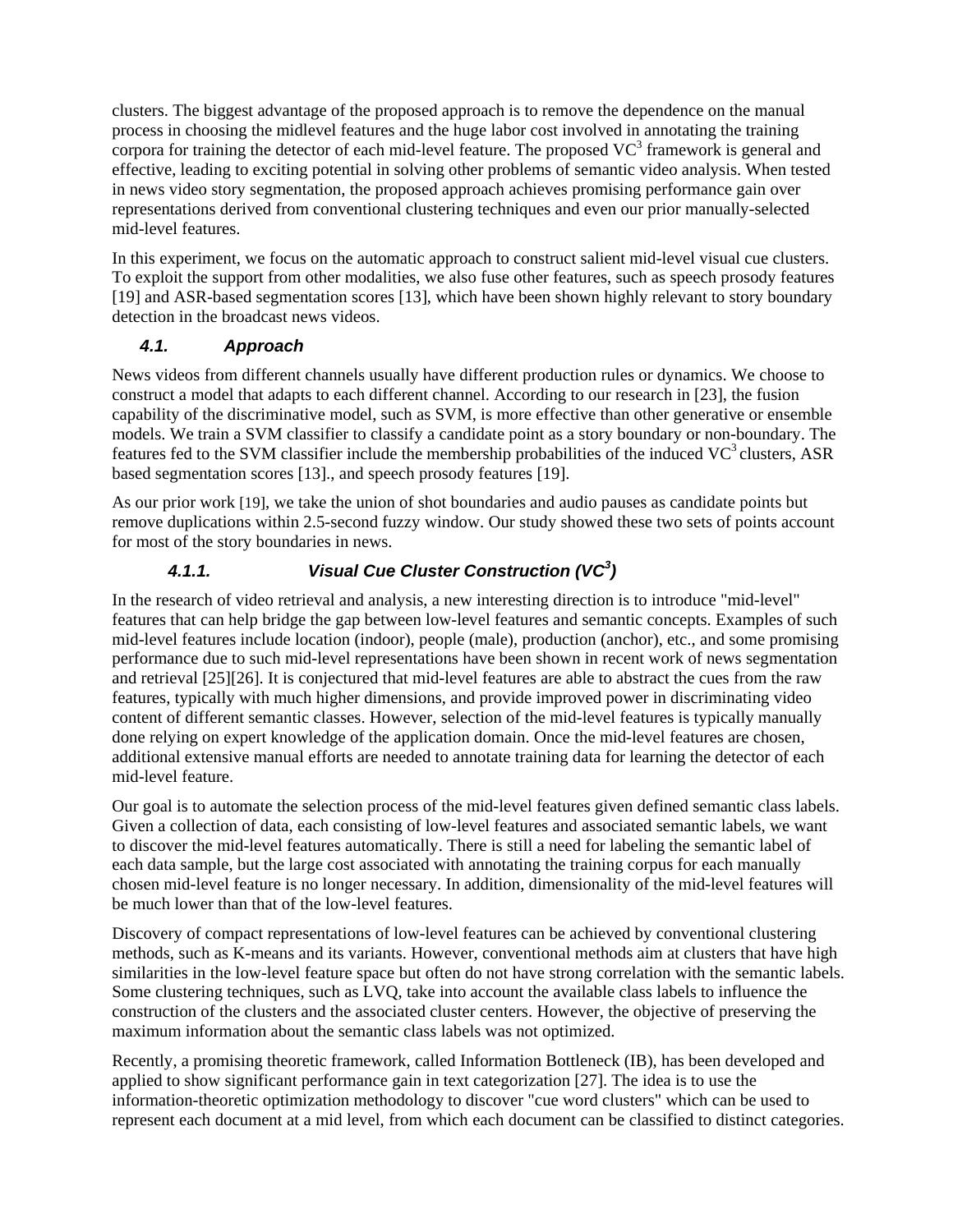clusters. The biggest advantage of the proposed approach is to remove the dependence on the manual process in choosing the midlevel features and the huge labor cost involved in annotating the training corpora for training the detector of each mid-level feature. The proposed $VC^3$ framework is general and effective, leading to exciting potential in solving other problems of semantic video analysis. When tested in news video story segmentation, the proposed approach achieves promising performance gain over representations derived from conventional clustering techniques and even our prior manually-selected mid-level features.

In this experiment, we focus on the automatic approach to construct salient mid-level visual cue clusters. To exploit the support from other modalities, we also fuse other features, such as speech prosody features [19] and ASR-based segmentation scores [13], which have been shown highly relevant to story boundary detection in the broadcast news videos.

### 4.1. Approach

News videos from different channels usually have different production rules or dynamics. We choose to construct a model that adapts to each different channel. According to our research in [23], the fusion capability of the discriminative model, such as SVM, is more effective than other generative or ensemble models. We train a SVM classifier to classify a candidate point as a story boundary or non-boundary. The features fed to the SVM classifier include the membership probabilities of the induced $VC^3$ clusters, ASR based segmentation scores [13]., and speech prosody features [19].

As our prior work [19], we take the union of shot boundaries and audio pauses as candidate points but remove duplications within 2.5-second fuzzy window. Our study showed these two sets of points account for most of the story boundaries in news.

#### 4.1.1. Visual Cue Cluster Construction ($VC^3$)

In the research of video retrieval and analysis, a new interesting direction is to introduce "mid-level" features that can help bridge the gap between low-level features and semantic concepts. Examples of such mid-level features include location (indoor), people (male), production (anchor), etc., and some promising performance due to such mid-level representations have been shown in recent work of news segmentation and retrieval [25][26]. It is conjectured that mid-level features are able to abstract the cues from the raw features, typically with much higher dimensions, and provide improved power in discriminating video content of different semantic classes. However, selection of the mid-level features is typically manually done relying on expert knowledge of the application domain. Once the mid-level features are chosen, additional extensive manual efforts are needed to annotate training data for learning the detector of each mid-level feature.

Our goal is to automate the selection process of the mid-level features given defined semantic class labels. Given a collection of data, each consisting of low-level features and associated semantic labels, we want to discover the mid-level features automatically. There is still a need for labeling the semantic label of each data sample, but the large cost associated with annotating the training corpus for each manually chosen mid-level feature is no longer necessary. In addition, dimensionality of the mid-level features will be much lower than that of the low-level features.

Discovery of compact representations of low-level features can be achieved by conventional clustering methods, such as K-means and its variants. However, conventional methods aim at clusters that have high similarities in the low-level feature space but often do not have strong correlation with the semantic labels. Some clustering techniques, such as LVQ, take into account the available class labels to influence the construction of the clusters and the associated cluster centers. However, the objective of preserving the maximum information about the semantic class labels was not optimized.

Recently, a promising theoretic framework, called Information Bottleneck (IB), has been developed and applied to show significant performance gain in text categorization [27]. The idea is to use the information-theoretic optimization methodology to discover "cue word clusters" which can be used to represent each document at a mid level, from which each document can be classified to distinct categories.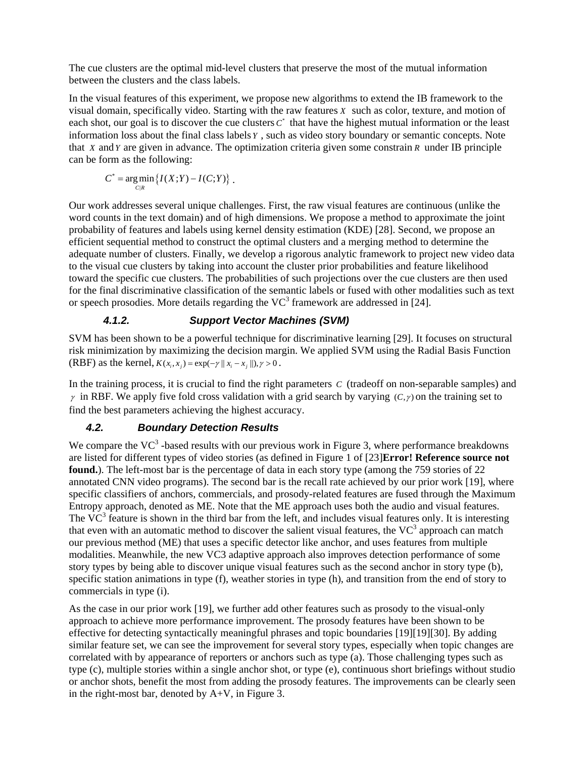The cue clusters are the optimal mid-level clusters that preserve the most of the mutual information between the clusters and the class labels.

In the visual features of this experiment, we propose new algorithms to extend the IB framework to the visual domain, specifically video. Starting with the raw features $X$ such as color, texture, and motion of each shot, our goal is to discover the cue clusters $C^*$ that have the highest mutual information or the least information loss about the final class labels $Y$, such as video story boundary or semantic concepts. Note that $X$ and $Y$ are given in advance. The optimization criteria given some constrain $R$ under IB principle can be form as the following:

$$C^* = \arg\min_{C|R} \{ I(X;Y) - I(C;Y) \}.$$

Our work addresses several unique challenges. First, the raw visual features are continuous (unlike the word counts in the text domain) and of high dimensions. We propose a method to approximate the joint probability of features and labels using kernel density estimation (KDE) [28]. Second, we propose an efficient sequential method to construct the optimal clusters and a merging method to determine the adequate number of clusters. Finally, we develop a rigorous analytic framework to project new video data to the visual cue clusters by taking into account the cluster prior probabilities and feature likelihood toward the specific cue clusters. The probabilities of such projections over the cue clusters are then used for the final discriminative classification of the semantic labels or fused with other modalities such as text or speech prosodies. More details regarding the VC[3] framework are addressed in [24].

#### 4.1.2. Support Vector Machines (SVM)

SVM has been shown to be a powerful technique for discriminative learning [29]. It focuses on structural risk minimization by maximizing the decision margin. We applied SVM using the Radial Basis Function (RBF) as the kernel, $K(x_i, x_j) = \exp(-\gamma \| x_i - x_j \|), \gamma > 0$.

In the training process, it is crucial to find the right parameters $C$ (tradeoff on non-separable samples) and $\gamma$ in RBF. We apply five fold cross validation with a grid search by varying $(C, \gamma)$ on the training set to find the best parameters achieving the highest accuracy.

### 4.2. Boundary Detection Results

We compare the VC[3] -based results with our previous work in Figure 3, where performance breakdowns are listed for different types of video stories (as defined in Figure 1 of [23]**Error! Reference source not found.**). The left-most bar is the percentage of data in each story type (among the 759 stories of 22 annotated CNN video programs). The second bar is the recall rate achieved by our prior work [19], where specific classifiers of anchors, commercials, and prosody-related features are fused through the Maximum Entropy approach, denoted as ME. Note that the ME approach uses both the audio and visual features. The VC[3] feature is shown in the third bar from the left, and includes visual features only. It is interesting that even with an automatic method to discover the salient visual features, the VC[3] approach can match our previous method (ME) that uses a specific detector like anchor, and uses features from multiple modalities. Meanwhile, the new VC3 adaptive approach also improves detection performance of some story types by being able to discover unique visual features such as the second anchor in story type (b), specific station animations in type (f), weather stories in type (h), and transition from the end of story to commercials in type (i).

As the case in our prior work [19], we further add other features such as prosody to the visual-only approach to achieve more performance improvement. The prosody features have been shown to be effective for detecting syntactically meaningful phrases and topic boundaries [19][19][30]. By adding similar feature set, we can see the improvement for several story types, especially when topic changes are correlated with by appearance of reporters or anchors such as type (a). Those challenging types such as type (c), multiple stories within a single anchor shot, or type (e), continuous short briefings without studio or anchor shots, benefit the most from adding the prosody features. The improvements can be clearly seen in the right-most bar, denoted by A+V, in Figure 3.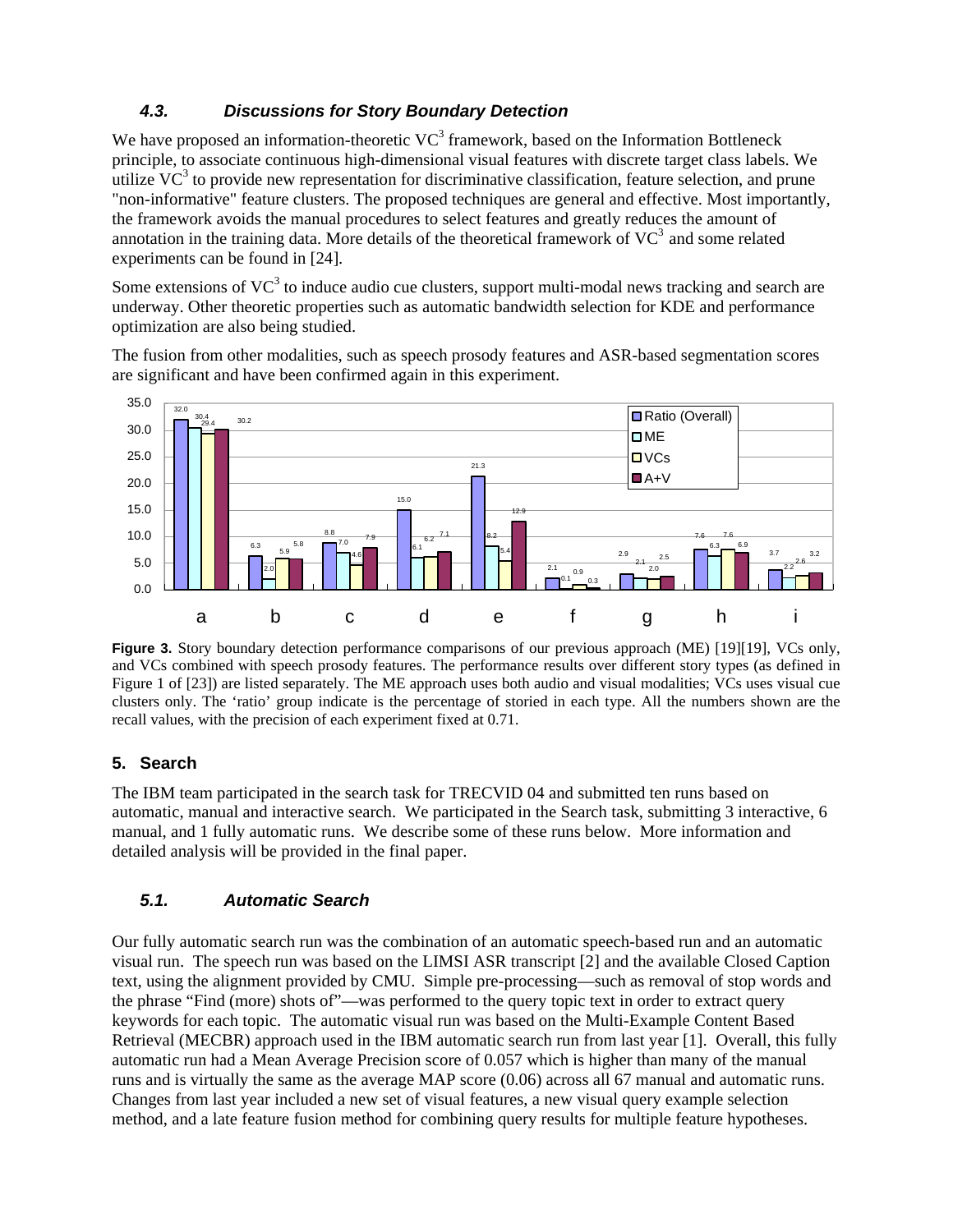### 4.3. *Discussions for Story Boundary Detection*

We have proposed an information-theoretic $VC^3$ framework, based on the Information Bottleneck principle, to associate continuous high-dimensional visual features with discrete target class labels. We utilize $VC^3$ to provide new representation for discriminative classification, feature selection, and prune "non-informative" feature clusters. The proposed techniques are general and effective. Most importantly, the framework avoids the manual procedures to select features and greatly reduces the amount of annotation in the training data. More details of the theoretical framework of $VC^3$ and some related experiments can be found in [24].

Some extensions of $VC^3$ to induce audio cue clusters, support multi-modal news tracking and search are underway. Other theoretic properties such as automatic bandwidth selection for KDE and performance optimization are also being studied.

The fusion from other modalities, such as speech prosody features and ASR-based segmentation scores are significant and have been confirmed again in this experiment.

| | a | b | c | d | e | f | g | h | i |
|---|---|---|---|---|---|---|---|---|---|
| Ratio (Overall) | 32.0 | 6.3 | 8.8 | 15.0 | 21.3 | 2.1 | 2.9 | 7.6 | 3.7 |
| ME | 30.4 | 2.0 | 7.0 | 6.1 | 8.2 | 0.1 | 2.1 | 6.3 | 2.2 |
| VCs | 29.4 | 5.9 | 4.6 | 6.2 | 5.4 | 0.9 | 2.0 | 7.6 | 2.6 |
| A+V | 30.2 | 5.8 | 7.9 | 7.1 | 12.9 | 0.3 | 2.5 | 6.9 | 3.2 |

**Figure 3.** Story boundary detection performance comparisons of our previous approach (ME) [19][19], VCs only, and VCs combined with speech prosody features. The performance results over different story types (as defined in Figure 1 of [23]) are listed separately. The ME approach uses both audio and visual modalities; VCs uses visual cue clusters only. The 'ratio' group indicate is the percentage of storied in each type. All the numbers shown are the recall values, with the precision of each experiment fixed at 0.71.

## 5. Search

The IBM team participated in the search task for TRECVID 04 and submitted ten runs based on automatic, manual and interactive search. We participated in the Search task, submitting 3 interactive, 6 manual, and 1 fully automatic runs. We describe some of these runs below. More information and detailed analysis will be provided in the final paper.

### 5.1. *Automatic Search*

Our fully automatic search run was the combination of an automatic speech-based run and an automatic visual run. The speech run was based on the LIMSI ASR transcript [2] and the available Closed Caption text, using the alignment provided by CMU. Simple pre-processing—such as removal of stop words and the phrase "Find (more) shots of"—was performed to the query topic text in order to extract query keywords for each topic. The automatic visual run was based on the Multi-Example Content Based Retrieval (MECBR) approach used in the IBM automatic search run from last year [1]. Overall, this fully automatic run had a Mean Average Precision score of 0.057 which is higher than many of the manual runs and is virtually the same as the average MAP score (0.06) across all 67 manual and automatic runs. Changes from last year included a new set of visual features, a new visual query example selection method, and a late feature fusion method for combining query results for multiple feature hypotheses.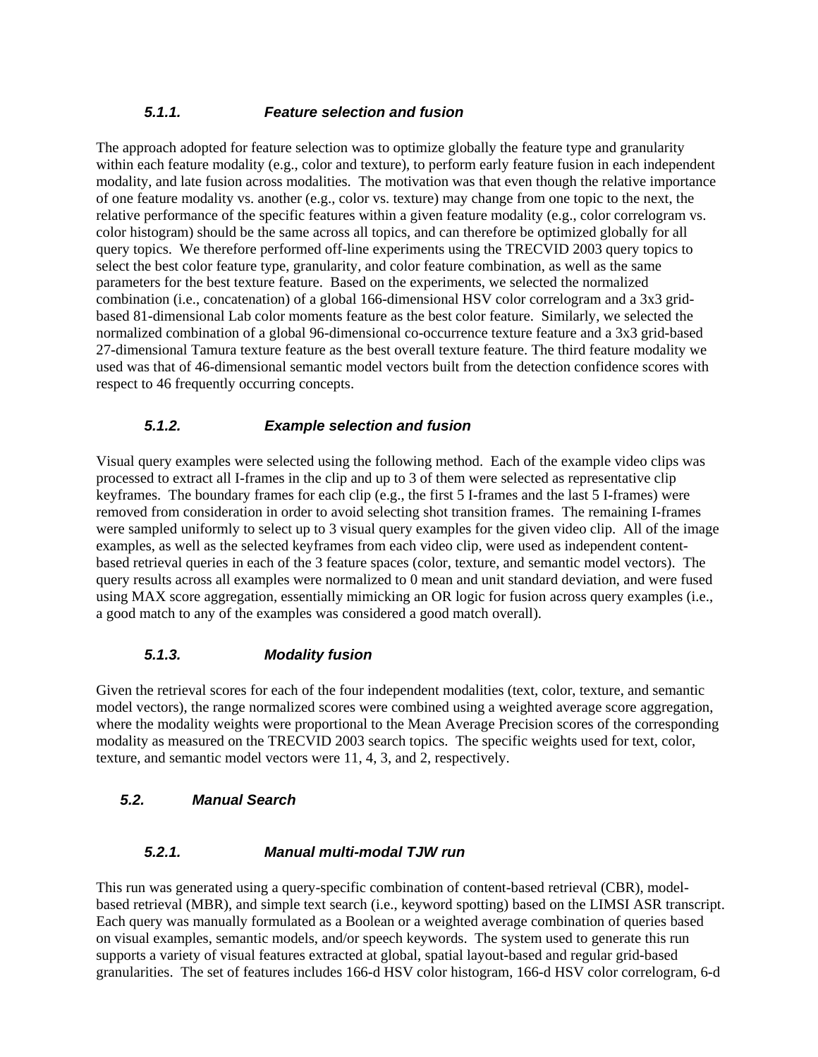#### 5.1.1. Feature selection and fusion

The approach adopted for feature selection was to optimize globally the feature type and granularity within each feature modality (e.g., color and texture), to perform early feature fusion in each independent modality, and late fusion across modalities. The motivation was that even though the relative importance of one feature modality vs. another (e.g., color vs. texture) may change from one topic to the next, the relative performance of the specific features within a given feature modality (e.g., color correlogram vs. color histogram) should be the same across all topics, and can therefore be optimized globally for all query topics. We therefore performed off-line experiments using the TRECVID 2003 query topics to select the best color feature type, granularity, and color feature combination, as well as the same parameters for the best texture feature. Based on the experiments, we selected the normalized combination (i.e., concatenation) of a global 166-dimensional HSV color correlogram and a 3x3 grid-based 81-dimensional Lab color moments feature as the best color feature. Similarly, we selected the normalized combination of a global 96-dimensional co-occurrence texture feature and a 3x3 grid-based 27-dimensional Tamura texture feature as the best overall texture feature. The third feature modality we used was that of 46-dimensional semantic model vectors built from the detection confidence scores with respect to 46 frequently occurring concepts.

#### 5.1.2. Example selection and fusion

Visual query examples were selected using the following method. Each of the example video clips was processed to extract all I-frames in the clip and up to 3 of them were selected as representative clip keyframes. The boundary frames for each clip (e.g., the first 5 I-frames and the last 5 I-frames) were removed from consideration in order to avoid selecting shot transition frames. The remaining I-frames were sampled uniformly to select up to 3 visual query examples for the given video clip. All of the image examples, as well as the selected keyframes from each video clip, were used as independent content-based retrieval queries in each of the 3 feature spaces (color, texture, and semantic model vectors). The query results across all examples were normalized to 0 mean and unit standard deviation, and were fused using MAX score aggregation, essentially mimicking an OR logic for fusion across query examples (i.e., a good match to any of the examples was considered a good match overall).

#### 5.1.3. Modality fusion

Given the retrieval scores for each of the four independent modalities (text, color, texture, and semantic model vectors), the range normalized scores were combined using a weighted average score aggregation, where the modality weights were proportional to the Mean Average Precision scores of the corresponding modality as measured on the TRECVID 2003 search topics. The specific weights used for text, color, texture, and semantic model vectors were 11, 4, 3, and 2, respectively.

### 5.2. Manual Search

#### 5.2.1. Manual multi-modal TJW run

This run was generated using a query-specific combination of content-based retrieval (CBR), model-based retrieval (MBR), and simple text search (i.e., keyword spotting) based on the LIMSI ASR transcript. Each query was manually formulated as a Boolean or a weighted average combination of queries based on visual examples, semantic models, and/or speech keywords. The system used to generate this run supports a variety of visual features extracted at global, spatial layout-based and regular grid-based granularities. The set of features includes 166-d HSV color histogram, 166-d HSV color correlogram, 6-d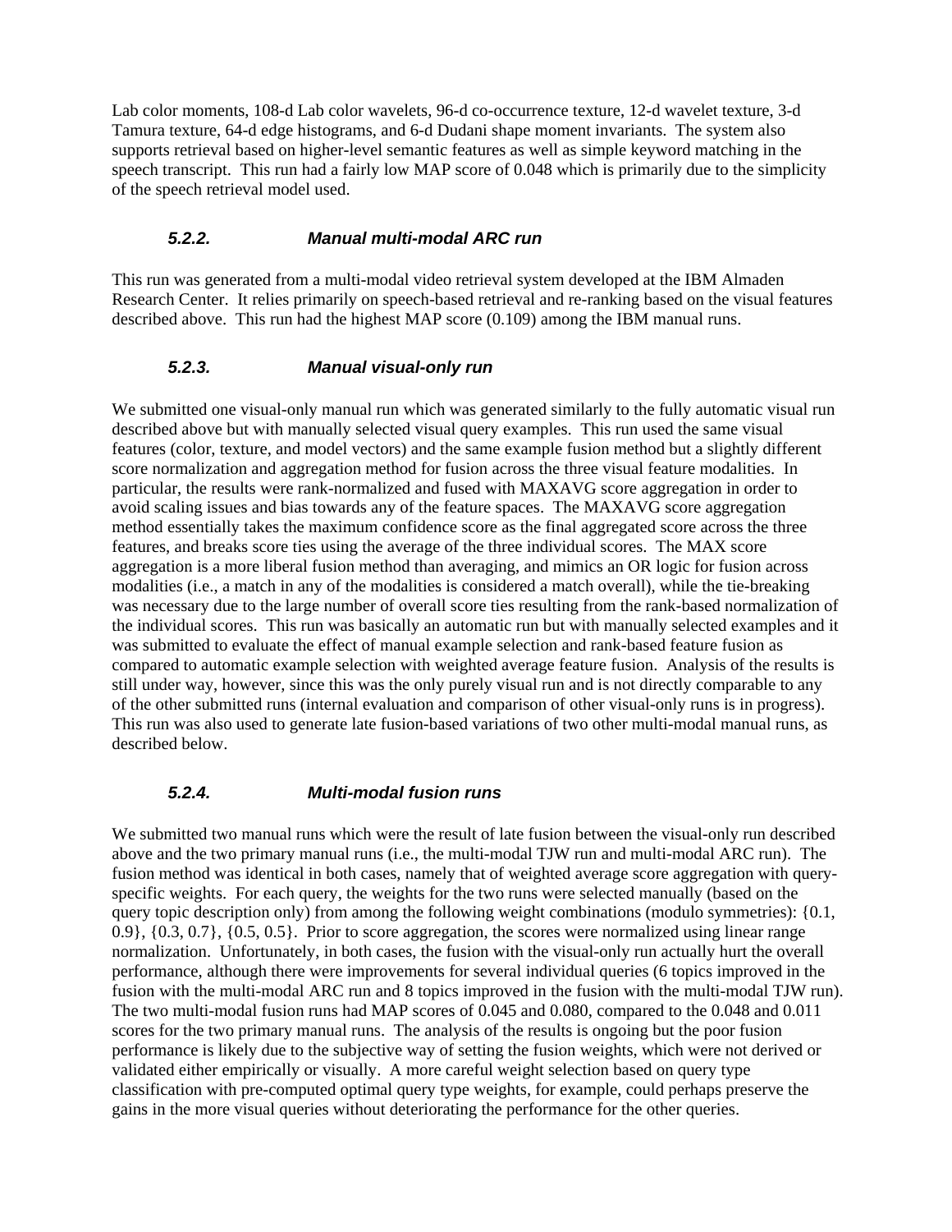Lab color moments, 108-d Lab color wavelets, 96-d co-occurrence texture, 12-d wavelet texture, 3-d Tamura texture, 64-d edge histograms, and 6-d Dudani shape moment invariants. The system also supports retrieval based on higher-level semantic features as well as simple keyword matching in the speech transcript. This run had a fairly low MAP score of 0.048 which is primarily due to the simplicity of the speech retrieval model used.

#### *5.2.2. Manual multi-modal ARC run*

This run was generated from a multi-modal video retrieval system developed at the IBM Almaden Research Center. It relies primarily on speech-based retrieval and re-ranking based on the visual features described above. This run had the highest MAP score (0.109) among the IBM manual runs.

#### *5.2.3. Manual visual-only run*

We submitted one visual-only manual run which was generated similarly to the fully automatic visual run described above but with manually selected visual query examples. This run used the same visual features (color, texture, and model vectors) and the same example fusion method but a slightly different score normalization and aggregation method for fusion across the three visual feature modalities. In particular, the results were rank-normalized and fused with MAXAVG score aggregation in order to avoid scaling issues and bias towards any of the feature spaces. The MAXAVG score aggregation method essentially takes the maximum confidence score as the final aggregated score across the three features, and breaks score ties using the average of the three individual scores. The MAX score aggregation is a more liberal fusion method than averaging, and mimics an OR logic for fusion across modalities (i.e., a match in any of the modalities is considered a match overall), while the tie-breaking was necessary due to the large number of overall score ties resulting from the rank-based normalization of the individual scores. This run was basically an automatic run but with manually selected examples and it was submitted to evaluate the effect of manual example selection and rank-based feature fusion as compared to automatic example selection with weighted average feature fusion. Analysis of the results is still under way, however, since this was the only purely visual run and is not directly comparable to any of the other submitted runs (internal evaluation and comparison of other visual-only runs is in progress). This run was also used to generate late fusion-based variations of two other multi-modal manual runs, as described below.

#### *5.2.4. Multi-modal fusion runs*

We submitted two manual runs which were the result of late fusion between the visual-only run described above and the two primary manual runs (i.e., the multi-modal TJW run and multi-modal ARC run). The fusion method was identical in both cases, namely that of weighted average score aggregation with query-specific weights. For each query, the weights for the two runs were selected manually (based on the query topic description only) from among the following weight combinations (modulo symmetries): {0.1, 0.9}, {0.3, 0.7}, {0.5, 0.5}. Prior to score aggregation, the scores were normalized using linear range normalization. Unfortunately, in both cases, the fusion with the visual-only run actually hurt the overall performance, although there were improvements for several individual queries (6 topics improved in the fusion with the multi-modal ARC run and 8 topics improved in the fusion with the multi-modal TJW run). The two multi-modal fusion runs had MAP scores of 0.045 and 0.080, compared to the 0.048 and 0.011 scores for the two primary manual runs. The analysis of the results is ongoing but the poor fusion performance is likely due to the subjective way of setting the fusion weights, which were not derived or validated either empirically or visually. A more careful weight selection based on query type classification with pre-computed optimal query type weights, for example, could perhaps preserve the gains in the more visual queries without deteriorating the performance for the other queries.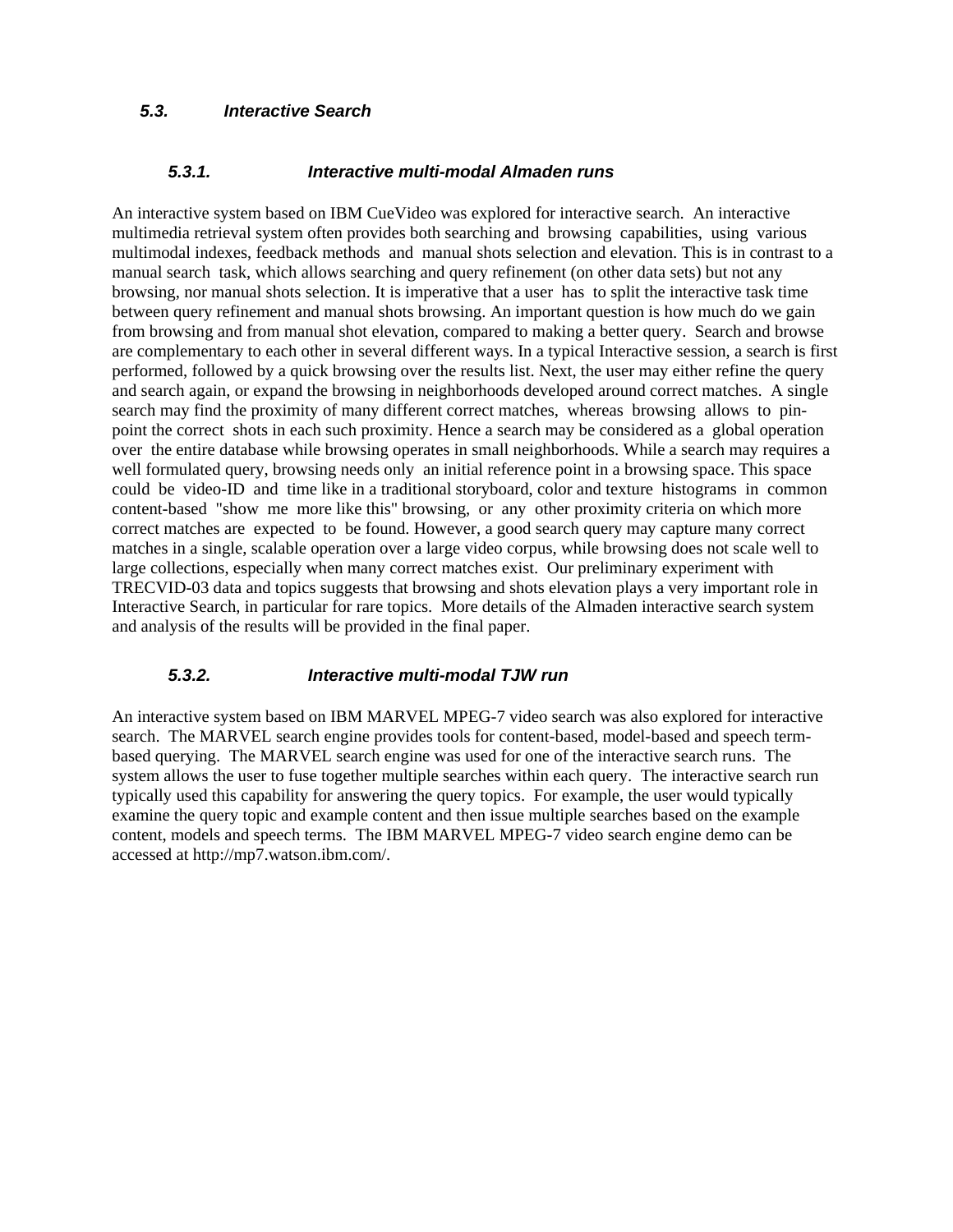### 5.3. Interactive Search

#### 5.3.1. Interactive multi-modal Almaden runs

An interactive system based on IBM CueVideo was explored for interactive search. An interactive multimedia retrieval system often provides both searching and browsing capabilities, using various multimodal indexes, feedback methods and manual shots selection and elevation. This is in contrast to a manual search task, which allows searching and query refinement (on other data sets) but not any browsing, nor manual shots selection. It is imperative that a user has to split the interactive task time between query refinement and manual shots browsing. An important question is how much do we gain from browsing and from manual shot elevation, compared to making a better query. Search and browse are complementary to each other in several different ways. In a typical Interactive session, a search is first performed, followed by a quick browsing over the results list. Next, the user may either refine the query and search again, or expand the browsing in neighborhoods developed around correct matches. A single search may find the proximity of many different correct matches, whereas browsing allows to pin-point the correct shots in each such proximity. Hence a search may be considered as a global operation over the entire database while browsing operates in small neighborhoods. While a search may requires a well formulated query, browsing needs only an initial reference point in a browsing space. This space could be video-ID and time like in a traditional storyboard, color and texture histograms in common content-based "show me more like this" browsing, or any other proximity criteria on which more correct matches are expected to be found. However, a good search query may capture many correct matches in a single, scalable operation over a large video corpus, while browsing does not scale well to large collections, especially when many correct matches exist. Our preliminary experiment with TRECVID-03 data and topics suggests that browsing and shots elevation plays a very important role in Interactive Search, in particular for rare topics. More details of the Almaden interactive search system and analysis of the results will be provided in the final paper.

#### 5.3.2. Interactive multi-modal TJW run

An interactive system based on IBM MARVEL MPEG-7 video search was also explored for interactive search. The MARVEL search engine provides tools for content-based, model-based and speech term-based querying. The MARVEL search engine was used for one of the interactive search runs. The system allows the user to fuse together multiple searches within each query. The interactive search run typically used this capability for answering the query topics. For example, the user would typically examine the query topic and example content and then issue multiple searches based on the example content, models and speech terms. The IBM MARVEL MPEG-7 video search engine demo can be accessed at http://mp7.watson.ibm.com/.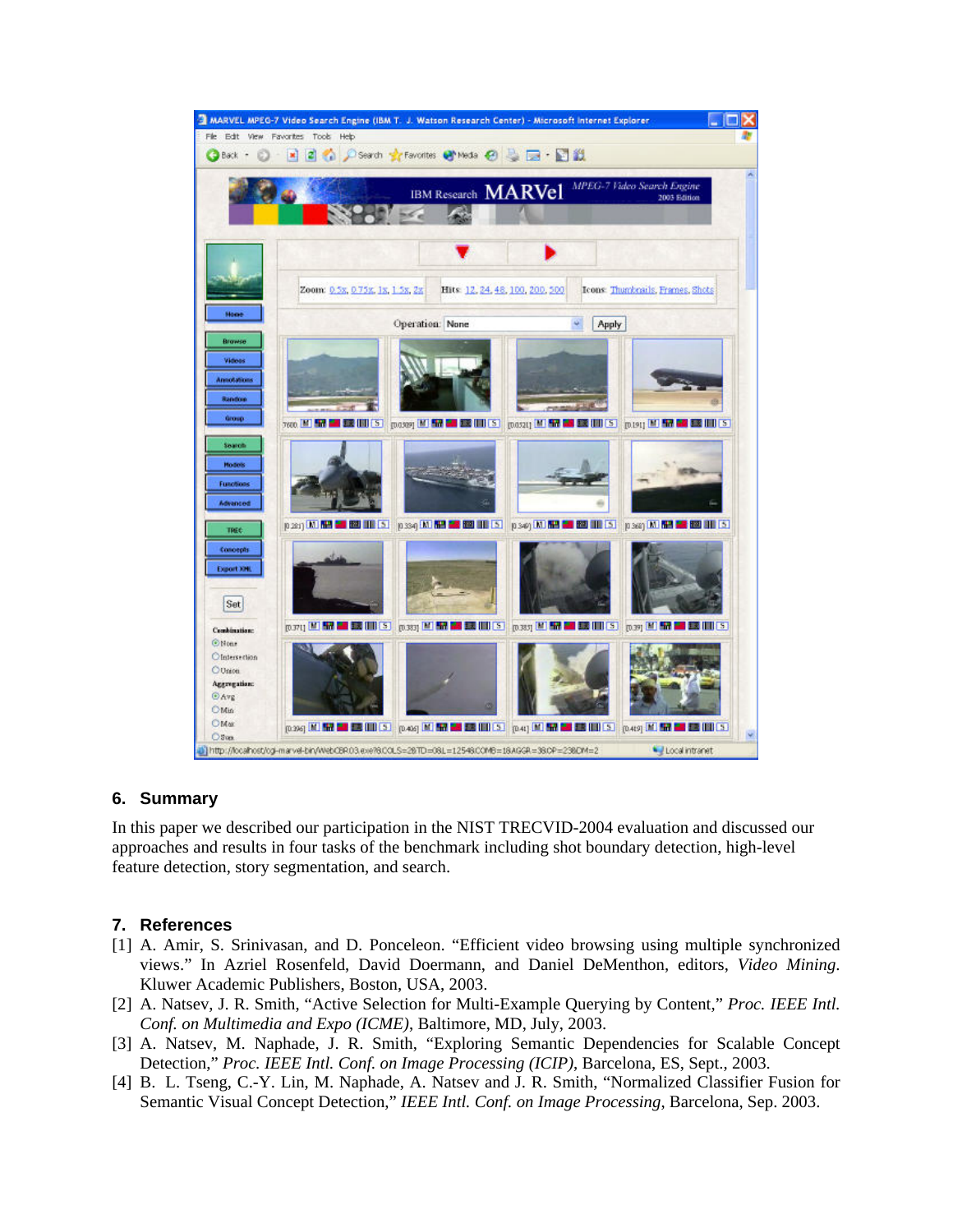## 6. Summary

In this paper we described our participation in the NIST TRECVID-2004 evaluation and discussed our approaches and results in four tasks of the benchmark including shot boundary detection, high-level feature detection, story segmentation, and search.

## 7. References

[1] A. Amir, S. Srinivasan, and D. Ponceleon. "Efficient video browsing using multiple synchronized views." In Azriel Rosenfeld, David Doermann, and Daniel DeMenthon, editors, *Video Mining*. Kluwer Academic Publishers, Boston, USA, 2003.

[2] A. Natsev, J. R. Smith, "Active Selection for Multi-Example Querying by Content," *Proc. IEEE Intl. Conf. on Multimedia and Expo (ICME)*, Baltimore, MD, July, 2003.

[3] A. Natsev, M. Naphade, J. R. Smith, "Exploring Semantic Dependencies for Scalable Concept Detection," *Proc. IEEE Intl. Conf. on Image Processing (ICIP)*, Barcelona, ES, Sept., 2003.

[4] B. L. Tseng, C.-Y. Lin, M. Naphade, A. Natsev and J. R. Smith, "Normalized Classifier Fusion for Semantic Visual Concept Detection," *IEEE Intl. Conf. on Image Processing*, Barcelona, Sep. 2003.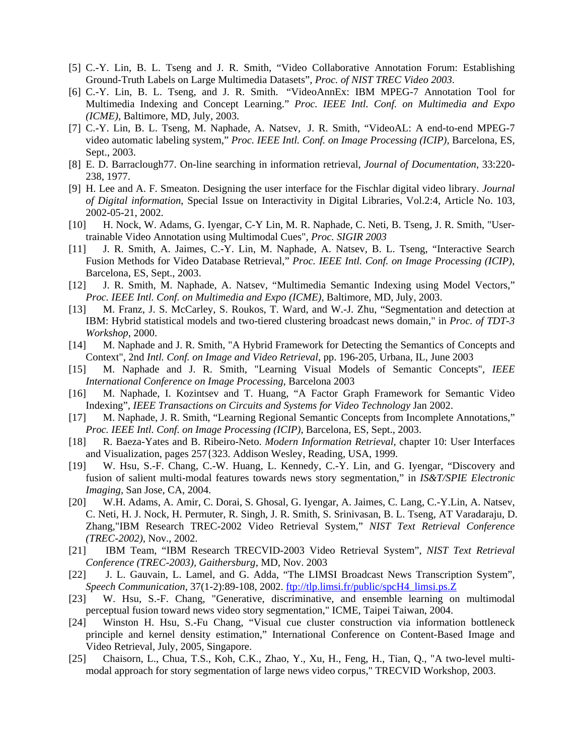[5] C.-Y. Lin, B. L. Tseng and J. R. Smith, "Video Collaborative Annotation Forum: Establishing Ground-Truth Labels on Large Multimedia Datasets", *Proc. of NIST TREC Video 2003.*

[6] C.-Y. Lin, B. L. Tseng, and J. R. Smith. "VideoAnnEx: IBM MPEG-7 Annotation Tool for Multimedia Indexing and Concept Learning." *Proc. IEEE Intl. Conf. on Multimedia and Expo (ICME)*, Baltimore, MD, July, 2003.

[7] C.-Y. Lin, B. L. Tseng, M. Naphade, A. Natsev, J. R. Smith, "VideoAL: A end-to-end MPEG-7 video automatic labeling system," *Proc. IEEE Intl. Conf. on Image Processing (ICIP)*, Barcelona, ES, Sept., 2003.

[8] E. D. Barraclough77. On-line searching in information retrieval, *Journal of Documentation*, 33:220-238, 1977.

[9] H. Lee and A. F. Smeaton. Designing the user interface for the Fischlar digital video library. *Journal of Digital information*, Special Issue on Interactivity in Digital Libraries, Vol.2:4, Article No. 103, 2002-05-21, 2002.

[10] H. Nock, W. Adams, G. Iyengar, C-Y Lin, M. R. Naphade, C. Neti, B. Tseng, J. R. Smith, "User-trainable Video Annotation using Multimodal Cues", *Proc. SIGIR 2003*

[11] J. R. Smith, A. Jaimes, C.-Y. Lin, M. Naphade, A. Natsev, B. L. Tseng, "Interactive Search Fusion Methods for Video Database Retrieval," *Proc. IEEE Intl. Conf. on Image Processing (ICIP)*, Barcelona, ES, Sept., 2003.

[12] J. R. Smith, M. Naphade, A. Natsev, "Multimedia Semantic Indexing using Model Vectors," *Proc. IEEE Intl. Conf. on Multimedia and Expo (ICME)*, Baltimore, MD, July, 2003.

[13] M. Franz, J. S. McCarley, S. Roukos, T. Ward, and W.-J. Zhu, "Segmentation and detection at IBM: Hybrid statistical models and two-tiered clustering broadcast news domain," in *Proc. of TDT-3 Workshop*, 2000.

[14] M. Naphade and J. R. Smith, "A Hybrid Framework for Detecting the Semantics of Concepts and Context", 2nd *Intl. Conf. on Image and Video Retrieval*, pp. 196-205, Urbana, IL, June 2003

[15] M. Naphade and J. R. Smith, "Learning Visual Models of Semantic Concepts", *IEEE International Conference on Image Processing*, Barcelona 2003

[16] M. Naphade, I. Kozintsev and T. Huang, "A Factor Graph Framework for Semantic Video Indexing", *IEEE Transactions on Circuits and Systems for Video Technology* Jan 2002.

[17] M. Naphade, J. R. Smith, "Learning Regional Semantic Concepts from Incomplete Annotations," *Proc. IEEE Intl. Conf. on Image Processing (ICIP)*, Barcelona, ES, Sept., 2003.

[18] R. Baeza-Yates and B. Ribeiro-Neto. *Modern Information Retrieval*, chapter 10: User Interfaces and Visualization, pages 257{323. Addison Wesley, Reading, USA, 1999.

[19] W. Hsu, S.-F. Chang, C.-W. Huang, L. Kennedy, C.-Y. Lin, and G. Iyengar, "Discovery and fusion of salient multi-modal features towards news story segmentation," in *IS&T/SPIE Electronic Imaging*, San Jose, CA, 2004.

[20] W.H. Adams, A. Amir, C. Dorai, S. Ghosal, G. Iyengar, A. Jaimes, C. Lang, C.-Y.Lin, A. Natsev, C. Neti, H. J. Nock, H. Permuter, R. Singh, J. R. Smith, S. Srinivasan, B. L. Tseng, AT Varadaraju, D. Zhang,"IBM Research TREC-2002 Video Retrieval System," *NIST Text Retrieval Conference (TREC-2002)*, Nov., 2002.

[21] IBM Team, "IBM Research TRECVID-2003 Video Retrieval System", *NIST Text Retrieval Conference (TREC-2003), Gaithersburg*, MD, Nov. 2003

[22] J. L. Gauvain, L. Lamel, and G. Adda, "The LIMSI Broadcast News Transcription System", *Speech Communication*, 37(1-2):89-108, 2002. ftp://tlp.limsi.fr/public/spcH4_limsi.ps.Z

[23] W. Hsu, S.-F. Chang, "Generative, discriminative, and ensemble learning on multimodal perceptual fusion toward news video story segmentation," ICME, Taipei Taiwan, 2004.

[24] Winston H. Hsu, S.-Fu Chang, "Visual cue cluster construction via information bottleneck principle and kernel density estimation," International Conference on Content-Based Image and Video Retrieval, July, 2005, Singapore.

[25] Chaisorn, L., Chua, T.S., Koh, C.K., Zhao, Y., Xu, H., Feng, H., Tian, Q., "A two-level multi-modal approach for story segmentation of large news video corpus," TRECVID Workshop, 2003.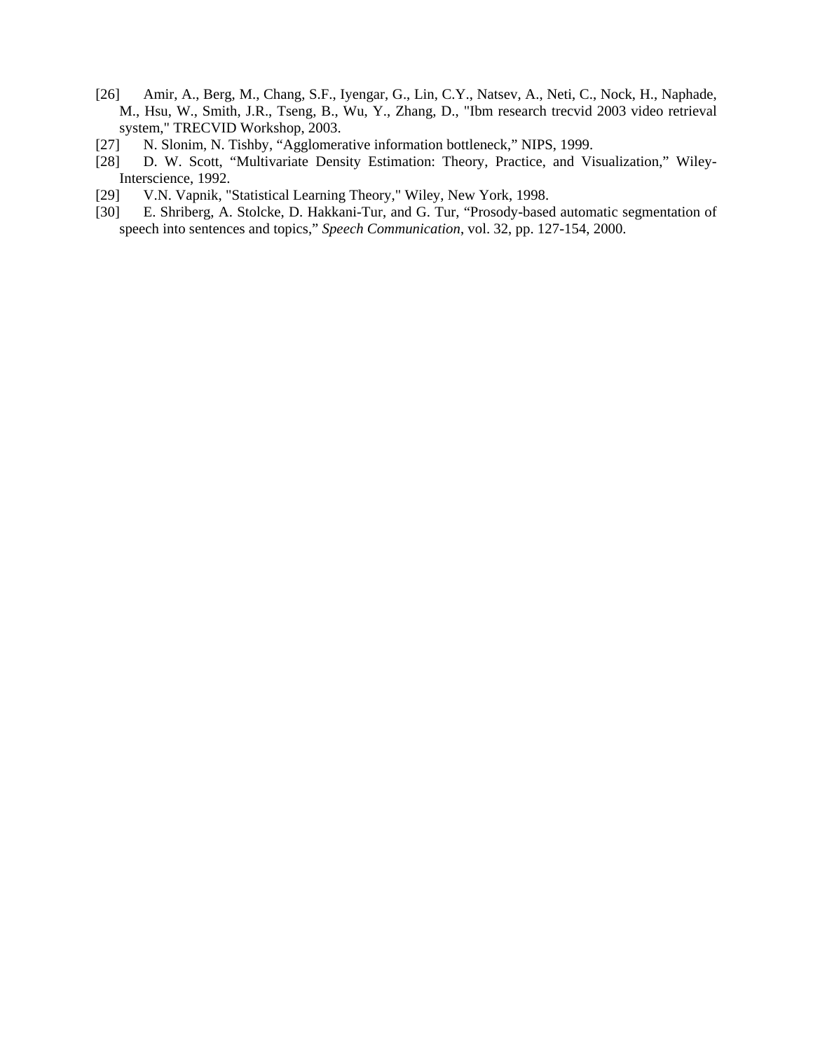[26] Amir, A., Berg, M., Chang, S.F., Iyengar, G., Lin, C.Y., Natsev, A., Neti, C., Nock, H., Naphade, M., Hsu, W., Smith, J.R., Tseng, B., Wu, Y., Zhang, D., "Ibm research trecvid 2003 video retrieval system," TRECVID Workshop, 2003.

[27] N. Slonim, N. Tishby, "Agglomerative information bottleneck," NIPS, 1999.

[28] D. W. Scott, "Multivariate Density Estimation: Theory, Practice, and Visualization," Wiley-Interscience, 1992.

[29] V.N. Vapnik, "Statistical Learning Theory," Wiley, New York, 1998.

[30] E. Shriberg, A. Stolcke, D. Hakkani-Tur, and G. Tur, "Prosody-based automatic segmentation of speech into sentences and topics," *Speech Communication*, vol. 32, pp. 127-154, 2000.